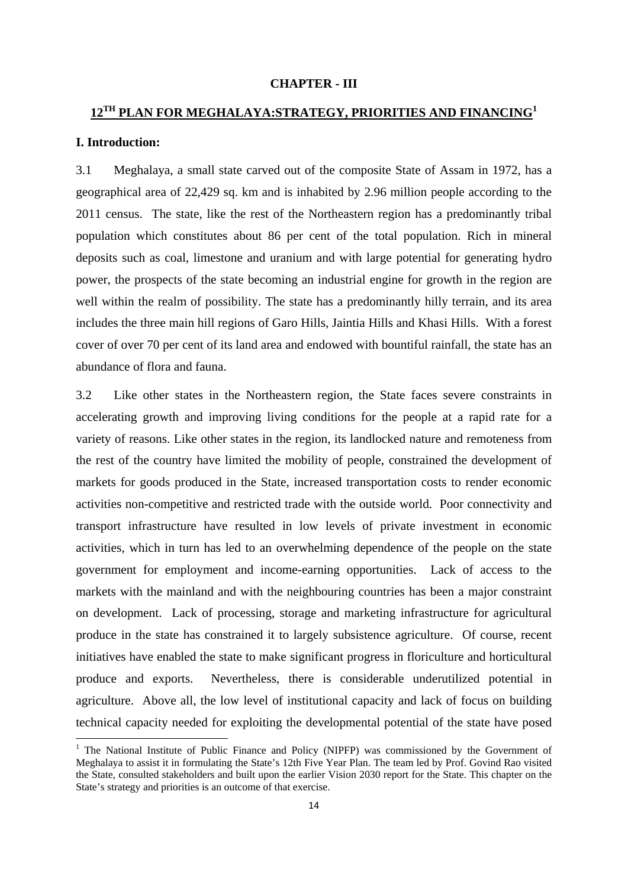# CHAPTER - III

## 12TH PLAN FOR MEGHALAYA:STRATEGY, PRIORITIES AND FINANCING[1]

### I. Introduction:

3.1 Meghalaya, a small state carved out of the composite State of Assam in 1972, has a geographical area of 22,429 sq. km and is inhabited by 2.96 million people according to the 2011 census. The state, like the rest of the Northeastern region has a predominantly tribal population which constitutes about 86 per cent of the total population. Rich in mineral deposits such as coal, limestone and uranium and with large potential for generating hydro power, the prospects of the state becoming an industrial engine for growth in the region are well within the realm of possibility. The state has a predominantly hilly terrain, and its area includes the three main hill regions of Garo Hills, Jaintia Hills and Khasi Hills. With a forest cover of over 70 per cent of its land area and endowed with bountiful rainfall, the state has an abundance of flora and fauna.

3.2 Like other states in the Northeastern region, the State faces severe constraints in accelerating growth and improving living conditions for the people at a rapid rate for a variety of reasons. Like other states in the region, its landlocked nature and remoteness from the rest of the country have limited the mobility of people, constrained the development of markets for goods produced in the State, increased transportation costs to render economic activities non-competitive and restricted trade with the outside world. Poor connectivity and transport infrastructure have resulted in low levels of private investment in economic activities, which in turn has led to an overwhelming dependence of the people on the state government for employment and income-earning opportunities. Lack of access to the markets with the mainland and with the neighbouring countries has been a major constraint on development. Lack of processing, storage and marketing infrastructure for agricultural produce in the state has constrained it to largely subsistence agriculture. Of course, recent initiatives have enabled the state to make significant progress in floriculture and horticultural produce and exports. Nevertheless, there is considerable underutilized potential in agriculture. Above all, the low level of institutional capacity and lack of focus on building technical capacity needed for exploiting the developmental potential of the state have posed

[1] The National Institute of Public Finance and Policy (NIPFP) was commissioned by the Government of Meghalaya to assist it in formulating the State's 12th Five Year Plan. The team led by Prof. Govind Rao visited the State, consulted stakeholders and built upon the earlier Vision 2030 report for the State. This chapter on the State's strategy and priorities is an outcome of that exercise.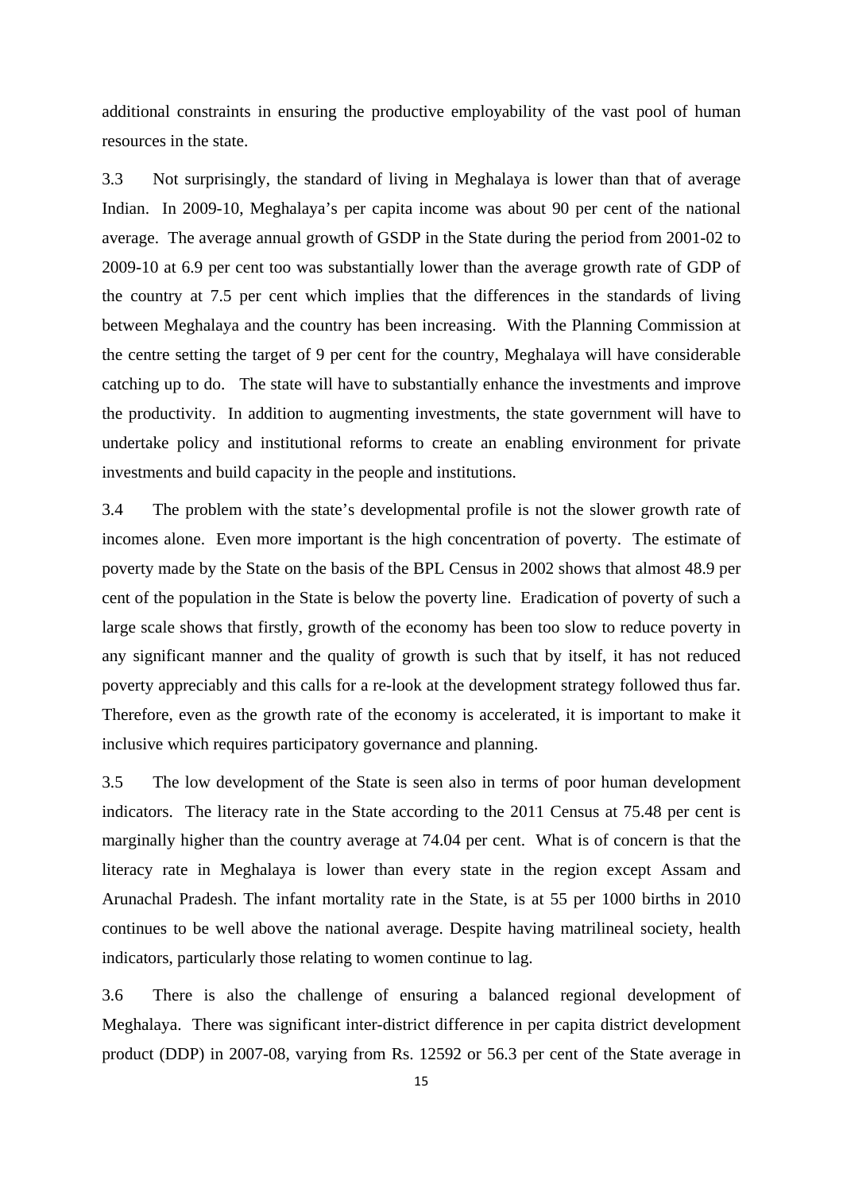additional constraints in ensuring the productive employability of the vast pool of human resources in the state.

3.3 Not surprisingly, the standard of living in Meghalaya is lower than that of average Indian. In 2009-10, Meghalaya's per capita income was about 90 per cent of the national average. The average annual growth of GSDP in the State during the period from 2001-02 to 2009-10 at 6.9 per cent too was substantially lower than the average growth rate of GDP of the country at 7.5 per cent which implies that the differences in the standards of living between Meghalaya and the country has been increasing. With the Planning Commission at the centre setting the target of 9 per cent for the country, Meghalaya will have considerable catching up to do. The state will have to substantially enhance the investments and improve the productivity. In addition to augmenting investments, the state government will have to undertake policy and institutional reforms to create an enabling environment for private investments and build capacity in the people and institutions.

3.4 The problem with the state's developmental profile is not the slower growth rate of incomes alone. Even more important is the high concentration of poverty. The estimate of poverty made by the State on the basis of the BPL Census in 2002 shows that almost 48.9 per cent of the population in the State is below the poverty line. Eradication of poverty of such a large scale shows that firstly, growth of the economy has been too slow to reduce poverty in any significant manner and the quality of growth is such that by itself, it has not reduced poverty appreciably and this calls for a re-look at the development strategy followed thus far. Therefore, even as the growth rate of the economy is accelerated, it is important to make it inclusive which requires participatory governance and planning.

3.5 The low development of the State is seen also in terms of poor human development indicators. The literacy rate in the State according to the 2011 Census at 75.48 per cent is marginally higher than the country average at 74.04 per cent. What is of concern is that the literacy rate in Meghalaya is lower than every state in the region except Assam and Arunachal Pradesh. The infant mortality rate in the State, is at 55 per 1000 births in 2010 continues to be well above the national average. Despite having matrilineal society, health indicators, particularly those relating to women continue to lag.

3.6 There is also the challenge of ensuring a balanced regional development of Meghalaya. There was significant inter-district difference in per capita district development product (DDP) in 2007-08, varying from Rs. 12592 or 56.3 per cent of the State average in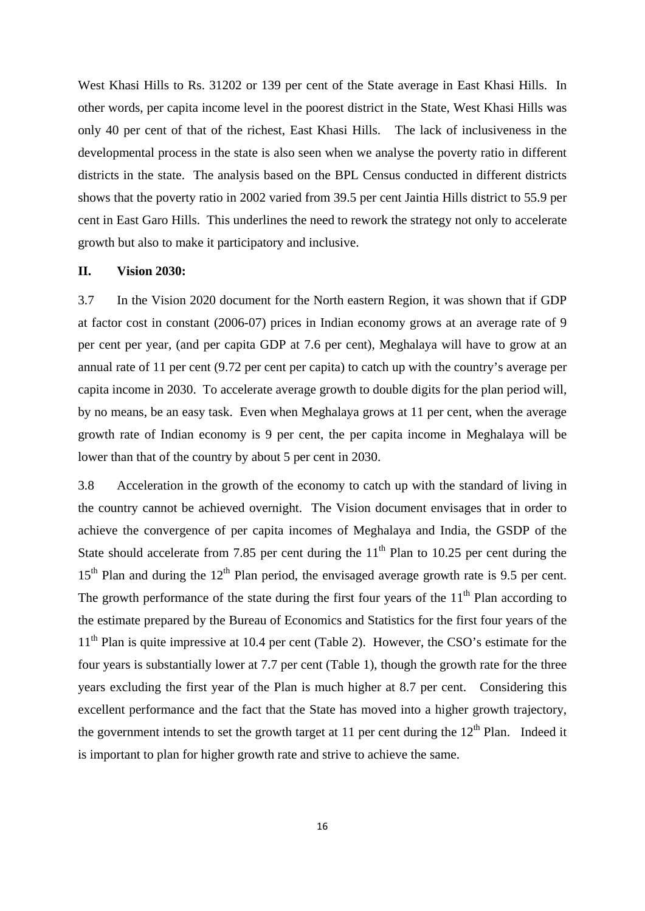West Khasi Hills to Rs. 31202 or 139 per cent of the State average in East Khasi Hills. In other words, per capita income level in the poorest district in the State, West Khasi Hills was only 40 per cent of that of the richest, East Khasi Hills. The lack of inclusiveness in the developmental process in the state is also seen when we analyse the poverty ratio in different districts in the state. The analysis based on the BPL Census conducted in different districts shows that the poverty ratio in 2002 varied from 39.5 per cent Jaintia Hills district to 55.9 per cent in East Garo Hills. This underlines the need to rework the strategy not only to accelerate growth but also to make it participatory and inclusive.

**II. Vision 2030:**

3.7 In the Vision 2020 document for the North eastern Region, it was shown that if GDP at factor cost in constant (2006-07) prices in Indian economy grows at an average rate of 9 per cent per year, (and per capita GDP at 7.6 per cent), Meghalaya will have to grow at an annual rate of 11 per cent (9.72 per cent per capita) to catch up with the country's average per capita income in 2030. To accelerate average growth to double digits for the plan period will, by no means, be an easy task. Even when Meghalaya grows at 11 per cent, when the average growth rate of Indian economy is 9 per cent, the per capita income in Meghalaya will be lower than that of the country by about 5 per cent in 2030.

3.8 Acceleration in the growth of the economy to catch up with the standard of living in the country cannot be achieved overnight. The Vision document envisages that in order to achieve the convergence of per capita incomes of Meghalaya and India, the GSDP of the State should accelerate from 7.85 per cent during the 11th Plan to 10.25 per cent during the 15th Plan and during the 12th Plan period, the envisaged average growth rate is 9.5 per cent. The growth performance of the state during the first four years of the 11th Plan according to the estimate prepared by the Bureau of Economics and Statistics for the first four years of the 11th Plan is quite impressive at 10.4 per cent (Table 2). However, the CSO's estimate for the four years is substantially lower at 7.7 per cent (Table 1), though the growth rate for the three years excluding the first year of the Plan is much higher at 8.7 per cent. Considering this excellent performance and the fact that the State has moved into a higher growth trajectory, the government intends to set the growth target at 11 per cent during the 12th Plan. Indeed it is important to plan for higher growth rate and strive to achieve the same.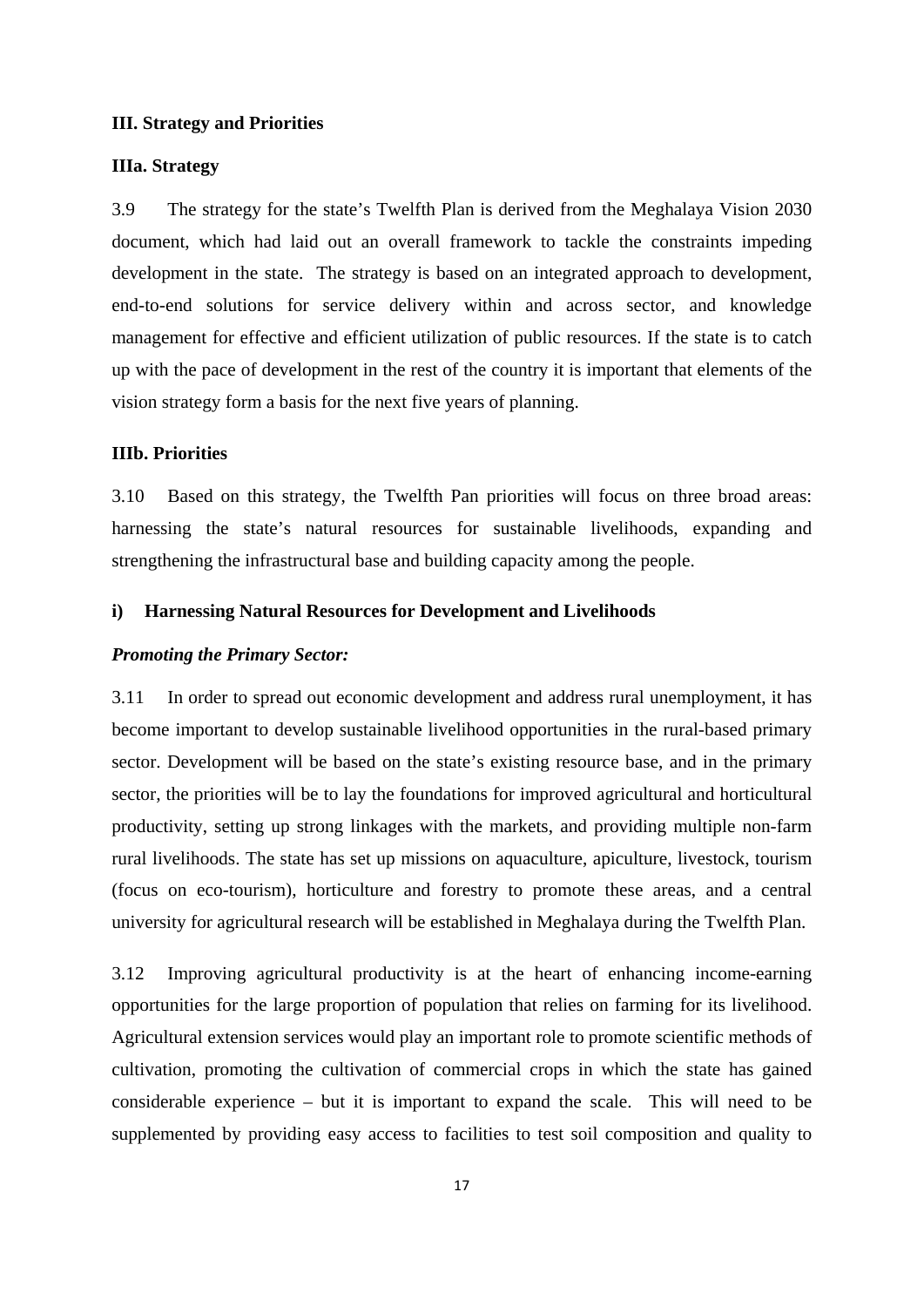## III. Strategy and Priorities

### IIIa. Strategy

3.9 The strategy for the state's Twelfth Plan is derived from the Meghalaya Vision 2030 document, which had laid out an overall framework to tackle the constraints impeding development in the state. The strategy is based on an integrated approach to development, end-to-end solutions for service delivery within and across sector, and knowledge management for effective and efficient utilization of public resources. If the state is to catch up with the pace of development in the rest of the country it is important that elements of the vision strategy form a basis for the next five years of planning.

### IIIb. Priorities

3.10 Based on this strategy, the Twelfth Pan priorities will focus on three broad areas: harnessing the state's natural resources for sustainable livelihoods, expanding and strengthening the infrastructural base and building capacity among the people.

#### i) Harnessing Natural Resources for Development and Livelihoods

***Promoting the Primary Sector:***

3.11 In order to spread out economic development and address rural unemployment, it has become important to develop sustainable livelihood opportunities in the rural-based primary sector. Development will be based on the state's existing resource base, and in the primary sector, the priorities will be to lay the foundations for improved agricultural and horticultural productivity, setting up strong linkages with the markets, and providing multiple non-farm rural livelihoods. The state has set up missions on aquaculture, apiculture, livestock, tourism (focus on eco-tourism), horticulture and forestry to promote these areas, and a central university for agricultural research will be established in Meghalaya during the Twelfth Plan.

3.12 Improving agricultural productivity is at the heart of enhancing income-earning opportunities for the large proportion of population that relies on farming for its livelihood. Agricultural extension services would play an important role to promote scientific methods of cultivation, promoting the cultivation of commercial crops in which the state has gained considerable experience – but it is important to expand the scale. This will need to be supplemented by providing easy access to facilities to test soil composition and quality to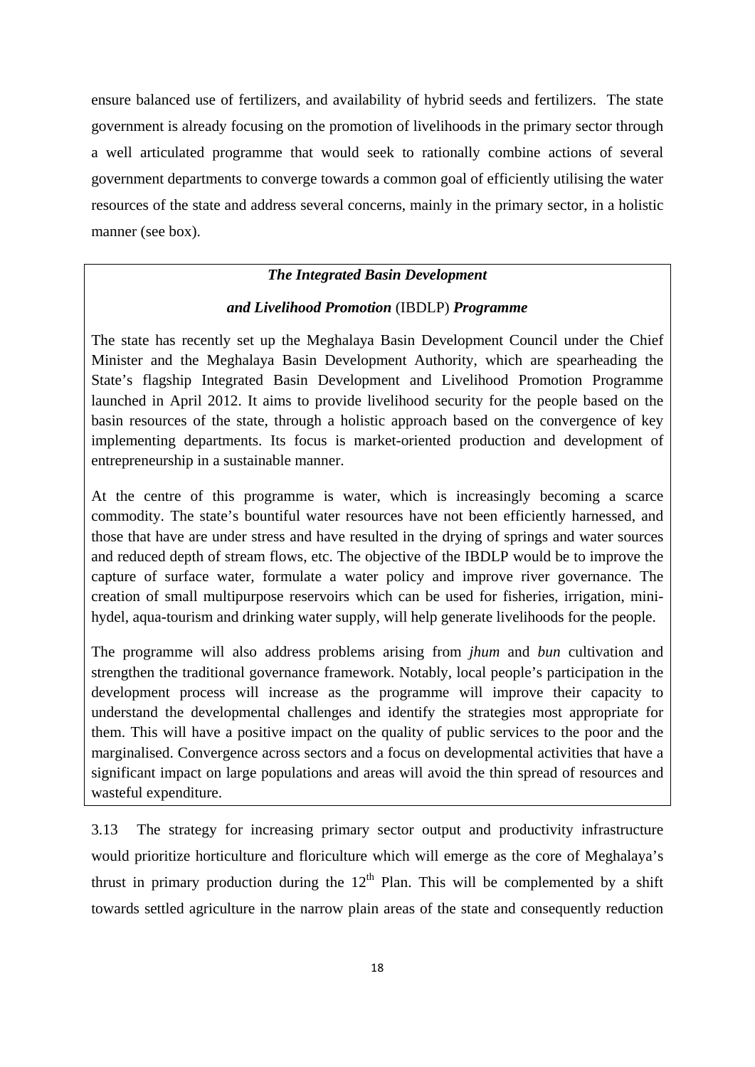ensure balanced use of fertilizers, and availability of hybrid seeds and fertilizers. The state government is already focusing on the promotion of livelihoods in the primary sector through a well articulated programme that would seek to rationally combine actions of several government departments to converge towards a common goal of efficiently utilising the water resources of the state and address several concerns, mainly in the primary sector, in a holistic manner (see box).

> ***The Integrated Basin Development and Livelihood Promotion* (IBDLP) *Programme***
>
> The state has recently set up the Meghalaya Basin Development Council under the Chief Minister and the Meghalaya Basin Development Authority, which are spearheading the State's flagship Integrated Basin Development and Livelihood Promotion Programme launched in April 2012. It aims to provide livelihood security for the people based on the basin resources of the state, through a holistic approach based on the convergence of key implementing departments. Its focus is market-oriented production and development of entrepreneurship in a sustainable manner.
>
> At the centre of this programme is water, which is increasingly becoming a scarce commodity. The state's bountiful water resources have not been efficiently harnessed, and those that have are under stress and have resulted in the drying of springs and water sources and reduced depth of stream flows, etc. The objective of the IBDLP would be to improve the capture of surface water, formulate a water policy and improve river governance. The creation of small multipurpose reservoirs which can be used for fisheries, irrigation, mini-hydel, aqua-tourism and drinking water supply, will help generate livelihoods for the people.
>
> The programme will also address problems arising from *jhum* and *bun* cultivation and strengthen the traditional governance framework. Notably, local people's participation in the development process will increase as the programme will improve their capacity to understand the developmental challenges and identify the strategies most appropriate for them. This will have a positive impact on the quality of public services to the poor and the marginalised. Convergence across sectors and a focus on developmental activities that have a significant impact on large populations and areas will avoid the thin spread of resources and wasteful expenditure.

3.13 The strategy for increasing primary sector output and productivity infrastructure would prioritize horticulture and floriculture which will emerge as the core of Meghalaya's thrust in primary production during the 12th Plan. This will be complemented by a shift towards settled agriculture in the narrow plain areas of the state and consequently reduction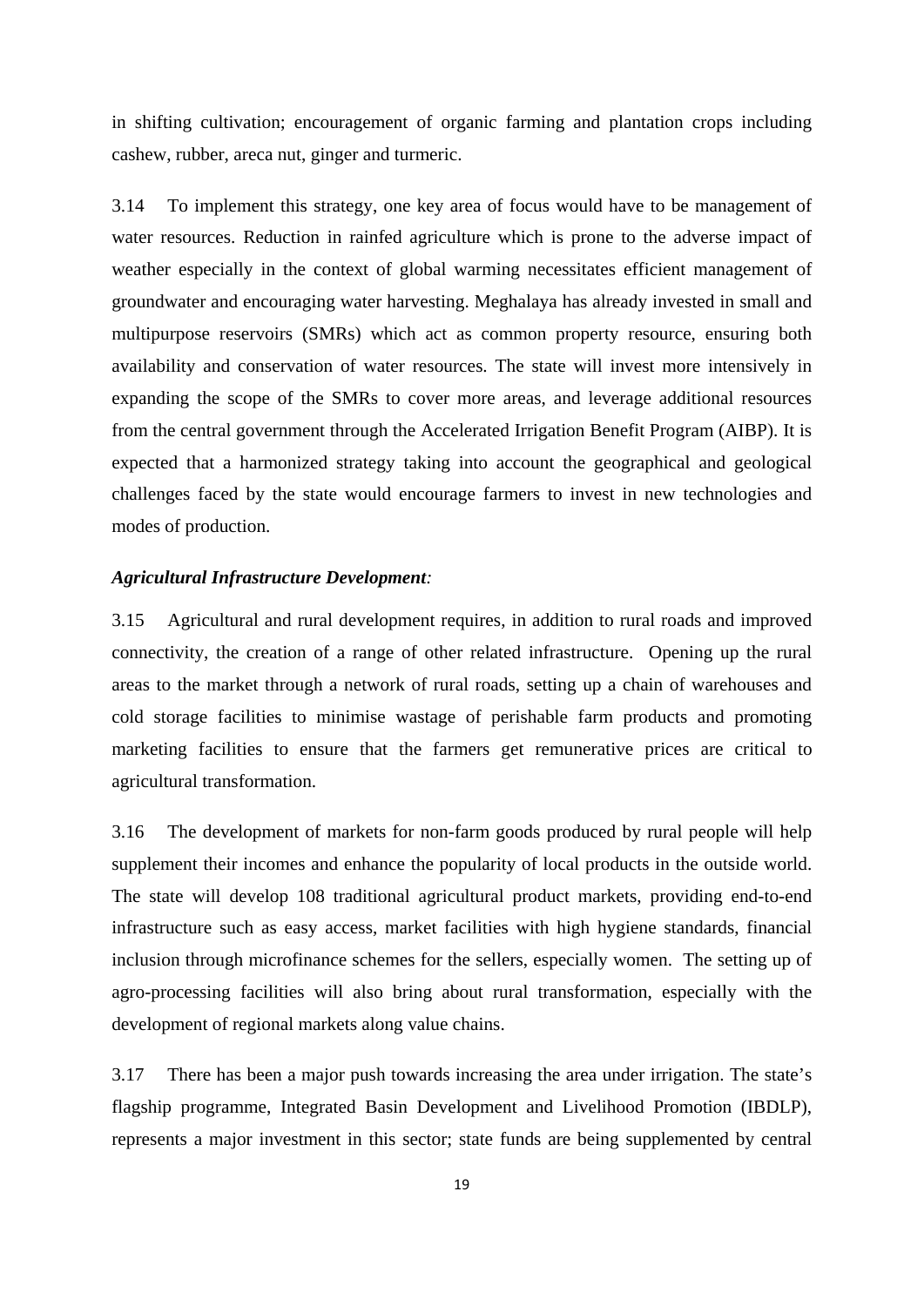in shifting cultivation; encouragement of organic farming and plantation crops including cashew, rubber, areca nut, ginger and turmeric.

3.14 To implement this strategy, one key area of focus would have to be management of water resources. Reduction in rainfed agriculture which is prone to the adverse impact of weather especially in the context of global warming necessitates efficient management of groundwater and encouraging water harvesting. Meghalaya has already invested in small and multipurpose reservoirs (SMRs) which act as common property resource, ensuring both availability and conservation of water resources. The state will invest more intensively in expanding the scope of the SMRs to cover more areas, and leverage additional resources from the central government through the Accelerated Irrigation Benefit Program (AIBP). It is expected that a harmonized strategy taking into account the geographical and geological challenges faced by the state would encourage farmers to invest in new technologies and modes of production.

***Agricultural Infrastructure Development:***

3.15 Agricultural and rural development requires, in addition to rural roads and improved connectivity, the creation of a range of other related infrastructure. Opening up the rural areas to the market through a network of rural roads, setting up a chain of warehouses and cold storage facilities to minimise wastage of perishable farm products and promoting marketing facilities to ensure that the farmers get remunerative prices are critical to agricultural transformation.

3.16 The development of markets for non-farm goods produced by rural people will help supplement their incomes and enhance the popularity of local products in the outside world. The state will develop 108 traditional agricultural product markets, providing end-to-end infrastructure such as easy access, market facilities with high hygiene standards, financial inclusion through microfinance schemes for the sellers, especially women. The setting up of agro-processing facilities will also bring about rural transformation, especially with the development of regional markets along value chains.

3.17 There has been a major push towards increasing the area under irrigation. The state's flagship programme, Integrated Basin Development and Livelihood Promotion (IBDLP), represents a major investment in this sector; state funds are being supplemented by central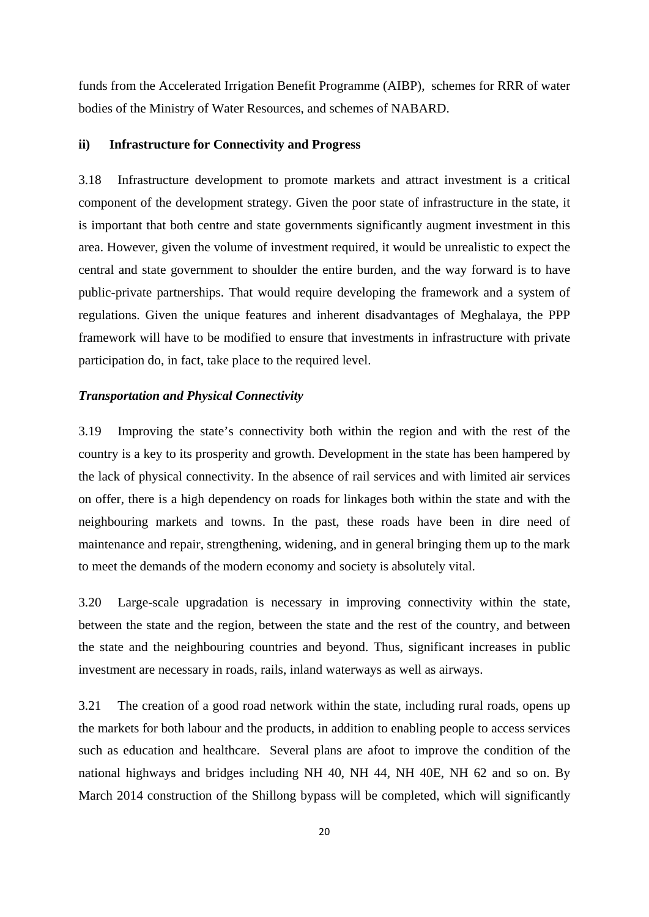funds from the Accelerated Irrigation Benefit Programme (AIBP), schemes for RRR of water bodies of the Ministry of Water Resources, and schemes of NABARD.

### ii) Infrastructure for Connectivity and Progress

3.18 Infrastructure development to promote markets and attract investment is a critical component of the development strategy. Given the poor state of infrastructure in the state, it is important that both centre and state governments significantly augment investment in this area. However, given the volume of investment required, it would be unrealistic to expect the central and state government to shoulder the entire burden, and the way forward is to have public-private partnerships. That would require developing the framework and a system of regulations. Given the unique features and inherent disadvantages of Meghalaya, the PPP framework will have to be modified to ensure that investments in infrastructure with private participation do, in fact, take place to the required level.

***Transportation and Physical Connectivity***

3.19 Improving the state's connectivity both within the region and with the rest of the country is a key to its prosperity and growth. Development in the state has been hampered by the lack of physical connectivity. In the absence of rail services and with limited air services on offer, there is a high dependency on roads for linkages both within the state and with the neighbouring markets and towns. In the past, these roads have been in dire need of maintenance and repair, strengthening, widening, and in general bringing them up to the mark to meet the demands of the modern economy and society is absolutely vital.

3.20 Large-scale upgradation is necessary in improving connectivity within the state, between the state and the region, between the state and the rest of the country, and between the state and the neighbouring countries and beyond. Thus, significant increases in public investment are necessary in roads, rails, inland waterways as well as airways.

3.21 The creation of a good road network within the state, including rural roads, opens up the markets for both labour and the products, in addition to enabling people to access services such as education and healthcare. Several plans are afoot to improve the condition of the national highways and bridges including NH 40, NH 44, NH 40E, NH 62 and so on. By March 2014 construction of the Shillong bypass will be completed, which will significantly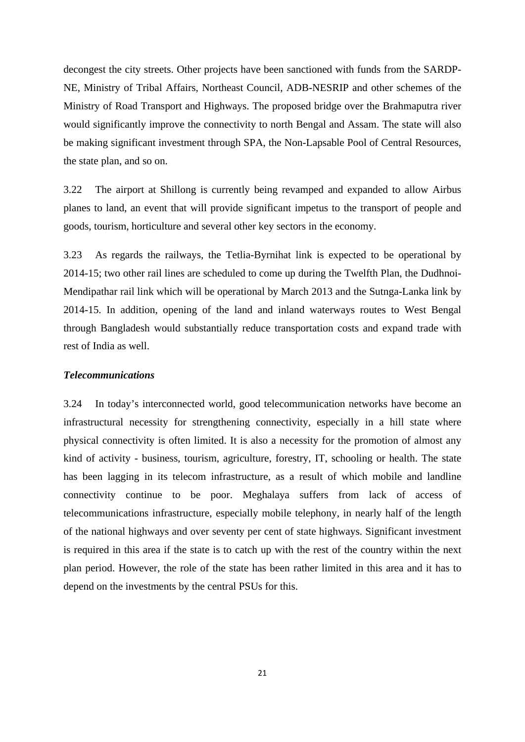decongest the city streets. Other projects have been sanctioned with funds from the SARDP-NE, Ministry of Tribal Affairs, Northeast Council, ADB-NESRIP and other schemes of the Ministry of Road Transport and Highways. The proposed bridge over the Brahmaputra river would significantly improve the connectivity to north Bengal and Assam. The state will also be making significant investment through SPA, the Non-Lapsable Pool of Central Resources, the state plan, and so on.

3.22 The airport at Shillong is currently being revamped and expanded to allow Airbus planes to land, an event that will provide significant impetus to the transport of people and goods, tourism, horticulture and several other key sectors in the economy.

3.23 As regards the railways, the Tetlia-Byrnihat link is expected to be operational by 2014-15; two other rail lines are scheduled to come up during the Twelfth Plan, the Dudhnoi-Mendipathar rail link which will be operational by March 2013 and the Sutnga-Lanka link by 2014-15. In addition, opening of the land and inland waterways routes to West Bengal through Bangladesh would substantially reduce transportation costs and expand trade with rest of India as well.

***Telecommunications***

3.24 In today's interconnected world, good telecommunication networks have become an infrastructural necessity for strengthening connectivity, especially in a hill state where physical connectivity is often limited. It is also a necessity for the promotion of almost any kind of activity - business, tourism, agriculture, forestry, IT, schooling or health. The state has been lagging in its telecom infrastructure, as a result of which mobile and landline connectivity continue to be poor. Meghalaya suffers from lack of access of telecommunications infrastructure, especially mobile telephony, in nearly half of the length of the national highways and over seventy per cent of state highways. Significant investment is required in this area if the state is to catch up with the rest of the country within the next plan period. However, the role of the state has been rather limited in this area and it has to depend on the investments by the central PSUs for this.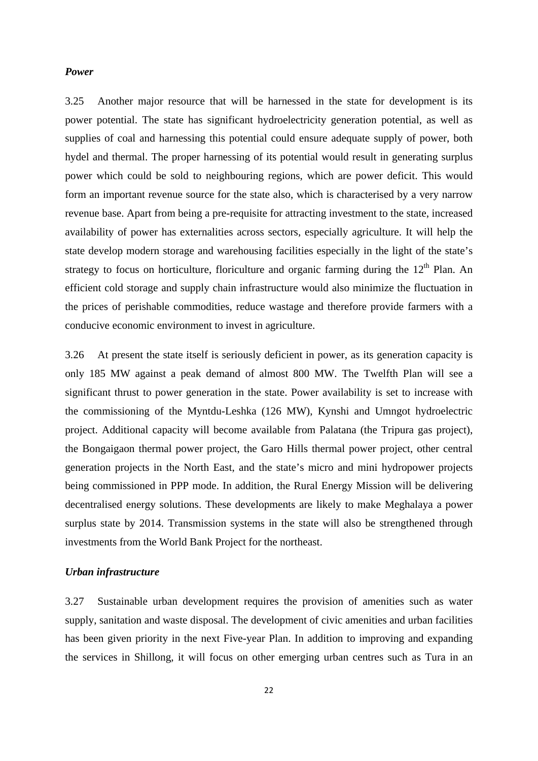***Power***

3.25 Another major resource that will be harnessed in the state for development is its power potential. The state has significant hydroelectricity generation potential, as well as supplies of coal and harnessing this potential could ensure adequate supply of power, both hydel and thermal. The proper harnessing of its potential would result in generating surplus power which could be sold to neighbouring regions, which are power deficit. This would form an important revenue source for the state also, which is characterised by a very narrow revenue base. Apart from being a pre-requisite for attracting investment to the state, increased availability of power has externalities across sectors, especially agriculture. It will help the state develop modern storage and warehousing facilities especially in the light of the state's strategy to focus on horticulture, floriculture and organic farming during the 12th Plan. An efficient cold storage and supply chain infrastructure would also minimize the fluctuation in the prices of perishable commodities, reduce wastage and therefore provide farmers with a conducive economic environment to invest in agriculture.

3.26 At present the state itself is seriously deficient in power, as its generation capacity is only 185 MW against a peak demand of almost 800 MW. The Twelfth Plan will see a significant thrust to power generation in the state. Power availability is set to increase with the commissioning of the Myntdu-Leshka (126 MW), Kynshi and Umngot hydroelectric project. Additional capacity will become available from Palatana (the Tripura gas project), the Bongaigaon thermal power project, the Garo Hills thermal power project, other central generation projects in the North East, and the state's micro and mini hydropower projects being commissioned in PPP mode. In addition, the Rural Energy Mission will be delivering decentralised energy solutions. These developments are likely to make Meghalaya a power surplus state by 2014. Transmission systems in the state will also be strengthened through investments from the World Bank Project for the northeast.

***Urban infrastructure***

3.27 Sustainable urban development requires the provision of amenities such as water supply, sanitation and waste disposal. The development of civic amenities and urban facilities has been given priority in the next Five-year Plan. In addition to improving and expanding the services in Shillong, it will focus on other emerging urban centres such as Tura in an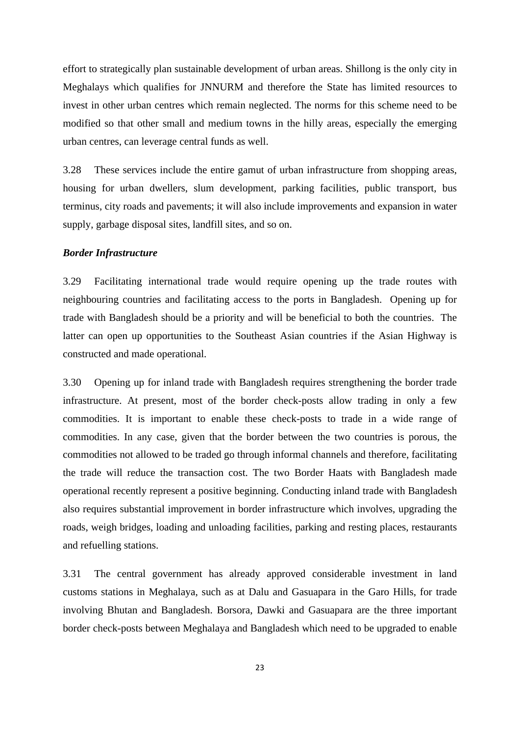effort to strategically plan sustainable development of urban areas. Shillong is the only city in Meghalays which qualifies for JNNURM and therefore the State has limited resources to invest in other urban centres which remain neglected. The norms for this scheme need to be modified so that other small and medium towns in the hilly areas, especially the emerging urban centres, can leverage central funds as well.

3.28 These services include the entire gamut of urban infrastructure from shopping areas, housing for urban dwellers, slum development, parking facilities, public transport, bus terminus, city roads and pavements; it will also include improvements and expansion in water supply, garbage disposal sites, landfill sites, and so on.

***Border Infrastructure***

3.29 Facilitating international trade would require opening up the trade routes with neighbouring countries and facilitating access to the ports in Bangladesh. Opening up for trade with Bangladesh should be a priority and will be beneficial to both the countries. The latter can open up opportunities to the Southeast Asian countries if the Asian Highway is constructed and made operational.

3.30 Opening up for inland trade with Bangladesh requires strengthening the border trade infrastructure. At present, most of the border check-posts allow trading in only a few commodities. It is important to enable these check-posts to trade in a wide range of commodities. In any case, given that the border between the two countries is porous, the commodities not allowed to be traded go through informal channels and therefore, facilitating the trade will reduce the transaction cost. The two Border Haats with Bangladesh made operational recently represent a positive beginning. Conducting inland trade with Bangladesh also requires substantial improvement in border infrastructure which involves, upgrading the roads, weigh bridges, loading and unloading facilities, parking and resting places, restaurants and refuelling stations.

3.31 The central government has already approved considerable investment in land customs stations in Meghalaya, such as at Dalu and Gasuapara in the Garo Hills, for trade involving Bhutan and Bangladesh. Borsora, Dawki and Gasuapara are the three important border check-posts between Meghalaya and Bangladesh which need to be upgraded to enable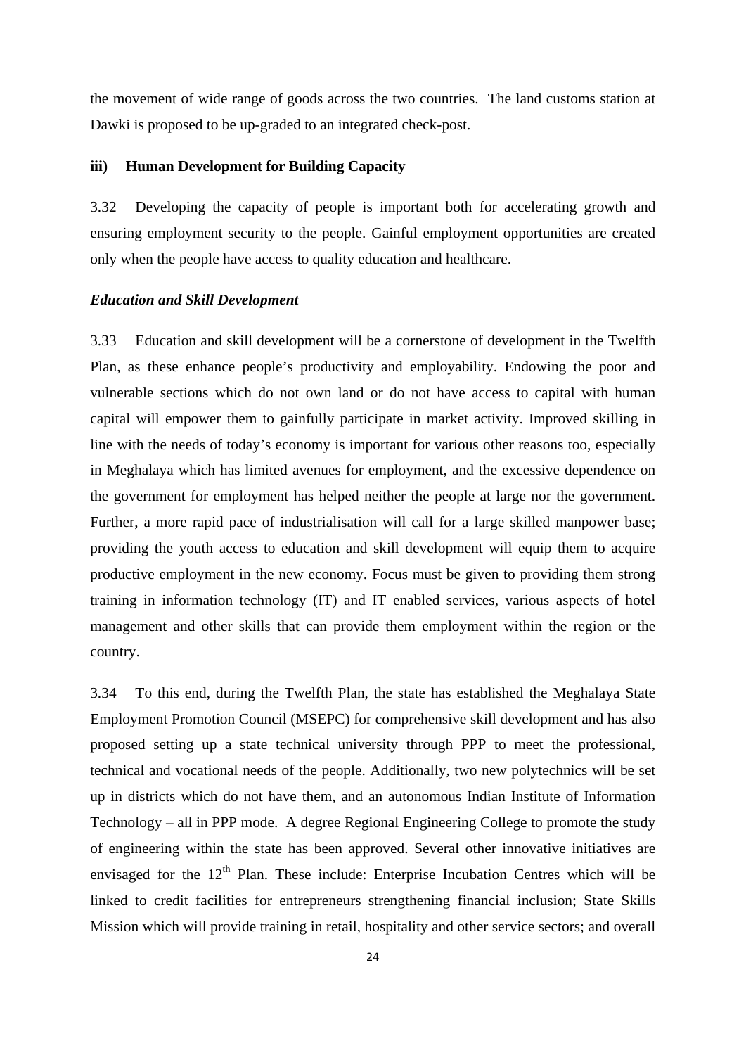the movement of wide range of goods across the two countries. The land customs station at Dawki is proposed to be up-graded to an integrated check-post.

### iii) Human Development for Building Capacity

3.32 Developing the capacity of people is important both for accelerating growth and ensuring employment security to the people. Gainful employment opportunities are created only when the people have access to quality education and healthcare.

#### *Education and Skill Development*

3.33 Education and skill development will be a cornerstone of development in the Twelfth Plan, as these enhance people's productivity and employability. Endowing the poor and vulnerable sections which do not own land or do not have access to capital with human capital will empower them to gainfully participate in market activity. Improved skilling in line with the needs of today's economy is important for various other reasons too, especially in Meghalaya which has limited avenues for employment, and the excessive dependence on the government for employment has helped neither the people at large nor the government. Further, a more rapid pace of industrialisation will call for a large skilled manpower base; providing the youth access to education and skill development will equip them to acquire productive employment in the new economy. Focus must be given to providing them strong training in information technology (IT) and IT enabled services, various aspects of hotel management and other skills that can provide them employment within the region or the country.

3.34 To this end, during the Twelfth Plan, the state has established the Meghalaya State Employment Promotion Council (MSEPC) for comprehensive skill development and has also proposed setting up a state technical university through PPP to meet the professional, technical and vocational needs of the people. Additionally, two new polytechnics will be set up in districts which do not have them, and an autonomous Indian Institute of Information Technology – all in PPP mode. A degree Regional Engineering College to promote the study of engineering within the state has been approved. Several other innovative initiatives are envisaged for the 12th Plan. These include: Enterprise Incubation Centres which will be linked to credit facilities for entrepreneurs strengthening financial inclusion; State Skills Mission which will provide training in retail, hospitality and other service sectors; and overall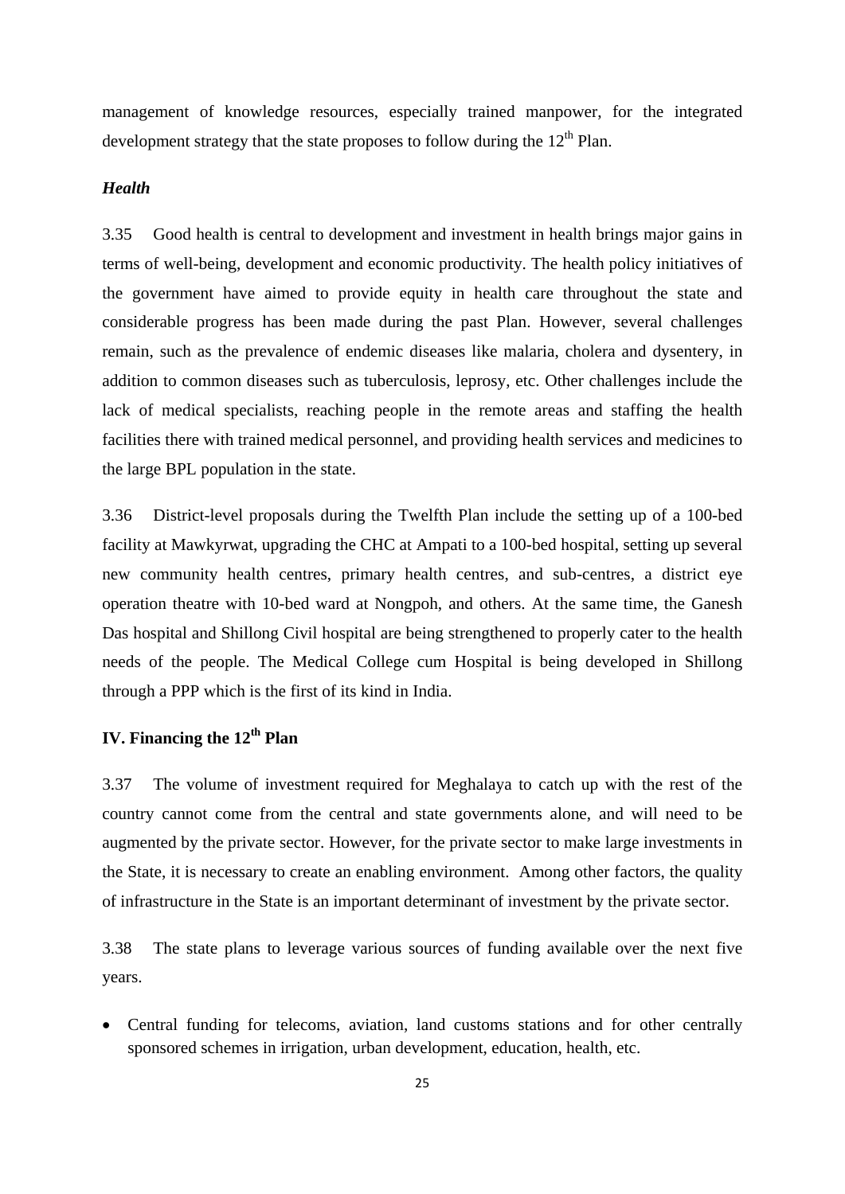management of knowledge resources, especially trained manpower, for the integrated development strategy that the state proposes to follow during the 12th Plan.

***Health***

3.35 Good health is central to development and investment in health brings major gains in terms of well-being, development and economic productivity. The health policy initiatives of the government have aimed to provide equity in health care throughout the state and considerable progress has been made during the past Plan. However, several challenges remain, such as the prevalence of endemic diseases like malaria, cholera and dysentery, in addition to common diseases such as tuberculosis, leprosy, etc. Other challenges include the lack of medical specialists, reaching people in the remote areas and staffing the health facilities there with trained medical personnel, and providing health services and medicines to the large BPL population in the state.

3.36 District-level proposals during the Twelfth Plan include the setting up of a 100-bed facility at Mawkyrwat, upgrading the CHC at Ampati to a 100-bed hospital, setting up several new community health centres, primary health centres, and sub-centres, a district eye operation theatre with 10-bed ward at Nongpoh, and others. At the same time, the Ganesh Das hospital and Shillong Civil hospital are being strengthened to properly cater to the health needs of the people. The Medical College cum Hospital is being developed in Shillong through a PPP which is the first of its kind in India.

## IV. Financing the 12th Plan

3.37 The volume of investment required for Meghalaya to catch up with the rest of the country cannot come from the central and state governments alone, and will need to be augmented by the private sector. However, for the private sector to make large investments in the State, it is necessary to create an enabling environment. Among other factors, the quality of infrastructure in the State is an important determinant of investment by the private sector.

3.38 The state plans to leverage various sources of funding available over the next five years.

- Central funding for telecoms, aviation, land customs stations and for other centrally sponsored schemes in irrigation, urban development, education, health, etc.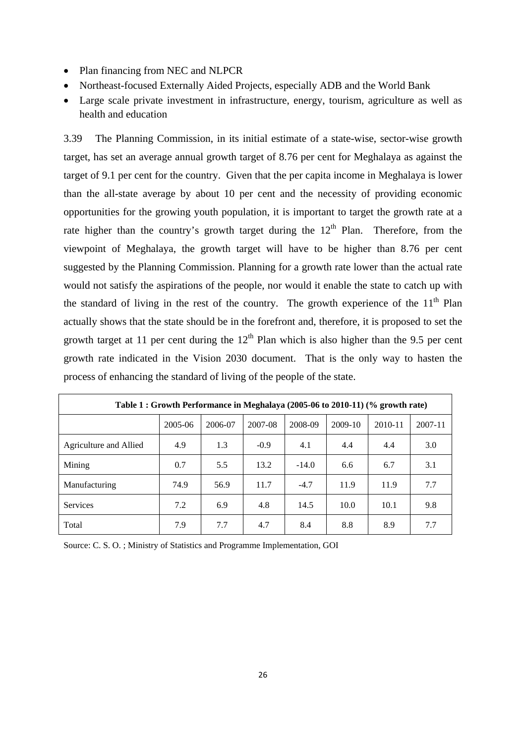- Plan financing from NEC and NLPCR
- Northeast-focused Externally Aided Projects, especially ADB and the World Bank
- Large scale private investment in infrastructure, energy, tourism, agriculture as well as health and education

3.39 The Planning Commission, in its initial estimate of a state-wise, sector-wise growth target, has set an average annual growth target of 8.76 per cent for Meghalaya as against the target of 9.1 per cent for the country. Given that the per capita income in Meghalaya is lower than the all-state average by about 10 per cent and the necessity of providing economic opportunities for the growing youth population, it is important to target the growth rate at a rate higher than the country's growth target during the 12th Plan. Therefore, from the viewpoint of Meghalaya, the growth target will have to be higher than 8.76 per cent suggested by the Planning Commission. Planning for a growth rate lower than the actual rate would not satisfy the aspirations of the people, nor would it enable the state to catch up with the standard of living in the rest of the country. The growth experience of the 11th Plan actually shows that the state should be in the forefront and, therefore, it is proposed to set the growth target at 11 per cent during the 12th Plan which is also higher than the 9.5 per cent growth rate indicated in the Vision 2030 document. That is the only way to hasten the process of enhancing the standard of living of the people of the state.

**Table 1 : Growth Performance in Meghalaya (2005-06 to 2010-11) (% growth rate)**

| | 2005-06 | 2006-07 | 2007-08 | 2008-09 | 2009-10 | 2010-11 | 2007-11 |
|---|---|---|---|---|---|---|---|
| Agriculture and Allied | 4.9 | 1.3 | -0.9 | 4.1 | 4.4 | 4.4 | 3.0 |
| Mining | 0.7 | 5.5 | 13.2 | -14.0 | 6.6 | 6.7 | 3.1 |
| Manufacturing | 74.9 | 56.9 | 11.7 | -4.7 | 11.9 | 11.9 | 7.7 |
| Services | 7.2 | 6.9 | 4.8 | 14.5 | 10.0 | 10.1 | 9.8 |
| Total | 7.9 | 7.7 | 4.7 | 8.4 | 8.8 | 8.9 | 7.7 |

Source: C. S. O. ; Ministry of Statistics and Programme Implementation, GOI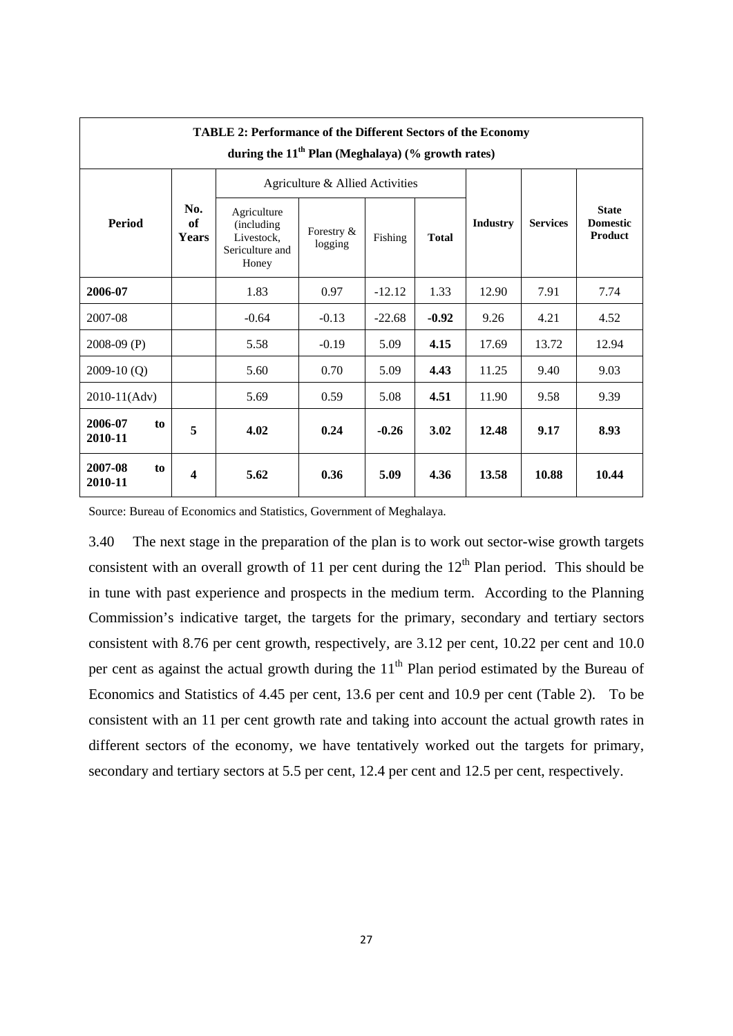**TABLE 2: Performance of the Different Sectors of the Economy during the 11th Plan (Meghalaya) (% growth rates)**

| Period | No. of Years | Agriculture & Allied Activities | | | | Industry | Services | State Domestic Product |
|---|---|---|---|---|---|---|---|---|
| | | Agriculture (including Livestock, Sericulture and Honey | Forestry & logging | Fishing | Total | | | |
| **2006-07** | | 1.83 | 0.97 | -12.12 | 1.33 | 12.90 | 7.91 | 7.74 |
| 2007-08 | | -0.64 | -0.13 | -22.68 | **-0.92** | 9.26 | 4.21 | 4.52 |
| 2008-09 (P) | | 5.58 | -0.19 | 5.09 | **4.15** | 17.69 | 13.72 | 12.94 |
| 2009-10 (Q) | | 5.60 | 0.70 | 5.09 | **4.43** | 11.25 | 9.40 | 9.03 |
| 2010-11(Adv) | | 5.69 | 0.59 | 5.08 | **4.51** | 11.90 | 9.58 | 9.39 |
| **2006-07 to 2010-11** | **5** | **4.02** | **0.24** | **-0.26** | **3.02** | **12.48** | **9.17** | **8.93** |
| **2007-08 to 2010-11** | **4** | **5.62** | **0.36** | **5.09** | **4.36** | **13.58** | **10.88** | **10.44** |

Source: Bureau of Economics and Statistics, Government of Meghalaya.

3.40 The next stage in the preparation of the plan is to work out sector-wise growth targets consistent with an overall growth of 11 per cent during the 12th Plan period. This should be in tune with past experience and prospects in the medium term. According to the Planning Commission's indicative target, the targets for the primary, secondary and tertiary sectors consistent with 8.76 per cent growth, respectively, are 3.12 per cent, 10.22 per cent and 10.0 per cent as against the actual growth during the 11th Plan period estimated by the Bureau of Economics and Statistics of 4.45 per cent, 13.6 per cent and 10.9 per cent (Table 2). To be consistent with an 11 per cent growth rate and taking into account the actual growth rates in different sectors of the economy, we have tentatively worked out the targets for primary, secondary and tertiary sectors at 5.5 per cent, 12.4 per cent and 12.5 per cent, respectively.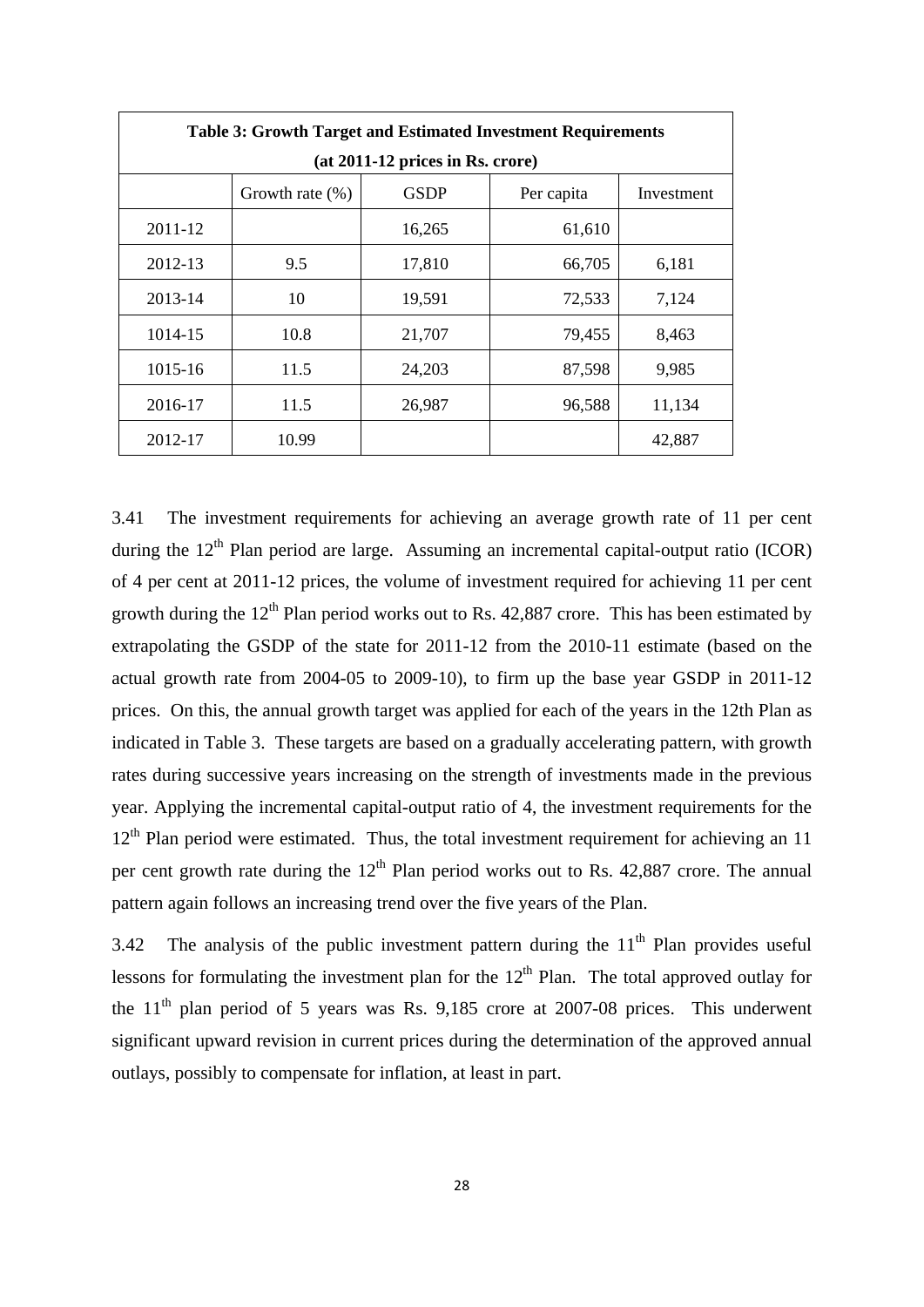| Table 3: Growth Target and Estimated Investment Requirements (at 2011-12 prices in Rs. crore) | | | | |
|---|---|---|---|---|
| | Growth rate (%) | GSDP | Per capita | Investment |
| 2011-12 | | 16,265 | 61,610 | |
| 2012-13 | 9.5 | 17,810 | 66,705 | 6,181 |
| 2013-14 | 10 | 19,591 | 72,533 | 7,124 |
| 1014-15 | 10.8 | 21,707 | 79,455 | 8,463 |
| 1015-16 | 11.5 | 24,203 | 87,598 | 9,985 |
| 2016-17 | 11.5 | 26,987 | 96,588 | 11,134 |
| 2012-17 | 10.99 | | | 42,887 |

3.41 The investment requirements for achieving an average growth rate of 11 per cent during the 12th Plan period are large. Assuming an incremental capital-output ratio (ICOR) of 4 per cent at 2011-12 prices, the volume of investment required for achieving 11 per cent growth during the 12th Plan period works out to Rs. 42,887 crore. This has been estimated by extrapolating the GSDP of the state for 2011-12 from the 2010-11 estimate (based on the actual growth rate from 2004-05 to 2009-10), to firm up the base year GSDP in 2011-12 prices. On this, the annual growth target was applied for each of the years in the 12th Plan as indicated in Table 3. These targets are based on a gradually accelerating pattern, with growth rates during successive years increasing on the strength of investments made in the previous year. Applying the incremental capital-output ratio of 4, the investment requirements for the 12th Plan period were estimated. Thus, the total investment requirement for achieving an 11 per cent growth rate during the 12th Plan period works out to Rs. 42,887 crore. The annual pattern again follows an increasing trend over the five years of the Plan.

3.42 The analysis of the public investment pattern during the 11th Plan provides useful lessons for formulating the investment plan for the 12th Plan. The total approved outlay for the 11th plan period of 5 years was Rs. 9,185 crore at 2007-08 prices. This underwent significant upward revision in current prices during the determination of the approved annual outlays, possibly to compensate for inflation, at least in part.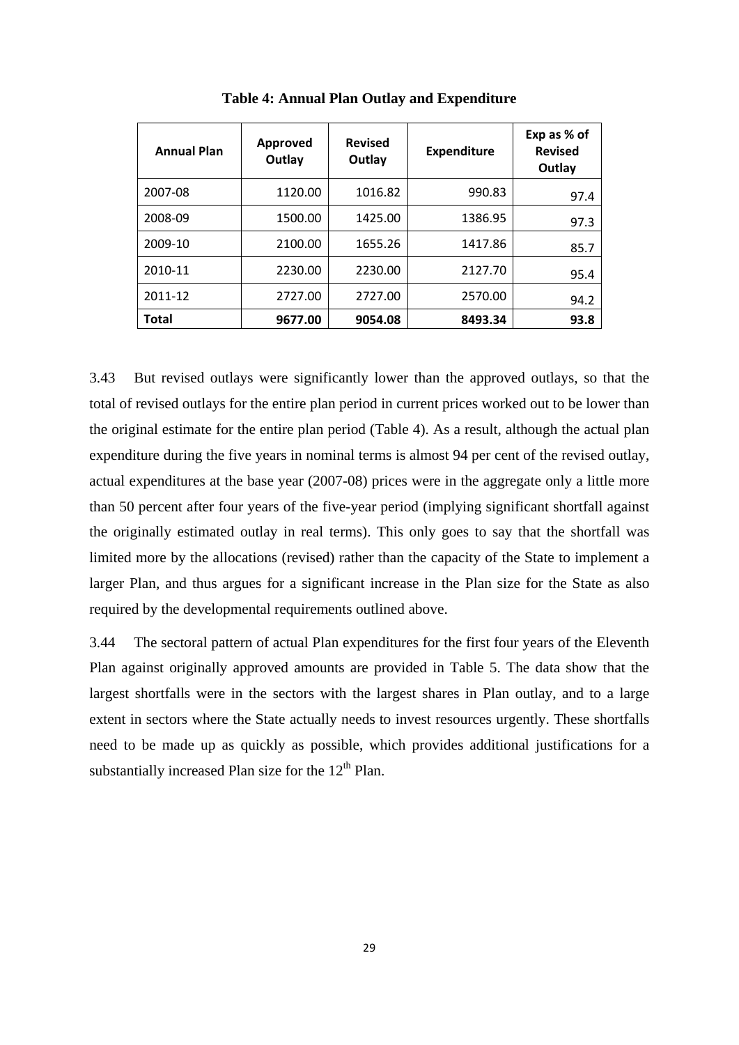**Table 4: Annual Plan Outlay and Expenditure**

| Annual Plan | Approved Outlay | Revised Outlay | Expenditure | Exp as % of Revised Outlay |
|---|---|---|---|---|
| 2007-08 | 1120.00 | 1016.82 | 990.83 | 97.4 |
| 2008-09 | 1500.00 | 1425.00 | 1386.95 | 97.3 |
| 2009-10 | 2100.00 | 1655.26 | 1417.86 | 85.7 |
| 2010-11 | 2230.00 | 2230.00 | 2127.70 | 95.4 |
| 2011-12 | 2727.00 | 2727.00 | 2570.00 | 94.2 |
| **Total** | **9677.00** | **9054.08** | **8493.34** | **93.8** |

3.43 But revised outlays were significantly lower than the approved outlays, so that the total of revised outlays for the entire plan period in current prices worked out to be lower than the original estimate for the entire plan period (Table 4). As a result, although the actual plan expenditure during the five years in nominal terms is almost 94 per cent of the revised outlay, actual expenditures at the base year (2007-08) prices were in the aggregate only a little more than 50 percent after four years of the five-year period (implying significant shortfall against the originally estimated outlay in real terms). This only goes to say that the shortfall was limited more by the allocations (revised) rather than the capacity of the State to implement a larger Plan, and thus argues for a significant increase in the Plan size for the State as also required by the developmental requirements outlined above.

3.44 The sectoral pattern of actual Plan expenditures for the first four years of the Eleventh Plan against originally approved amounts are provided in Table 5. The data show that the largest shortfalls were in the sectors with the largest shares in Plan outlay, and to a large extent in sectors where the State actually needs to invest resources urgently. These shortfalls need to be made up as quickly as possible, which provides additional justifications for a substantially increased Plan size for the 12th Plan.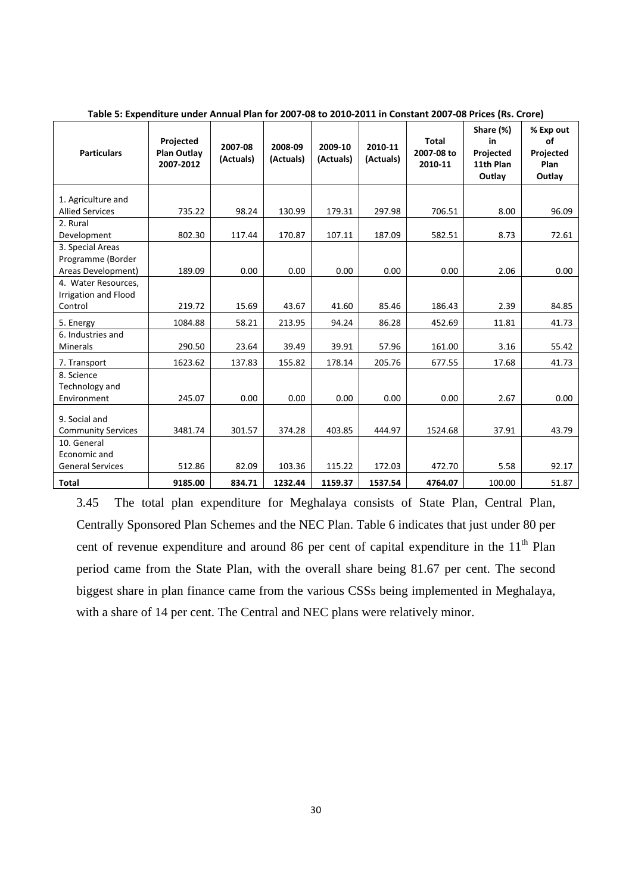**Table 5: Expenditure under Annual Plan for 2007-08 to 2010-2011 in Constant 2007-08 Prices (Rs. Crore)**

| Particulars | Projected Plan Outlay 2007-2012 | 2007-08 (Actuals) | 2008-09 (Actuals) | 2009-10 (Actuals) | 2010-11 (Actuals) | Total 2007-08 to 2010-11 | Share (%) in Projected 11th Plan Outlay | % Exp out of Projected Plan Outlay |
|---|---|---|---|---|---|---|---|---|
| 1. Agriculture and Allied Services | 735.22 | 98.24 | 130.99 | 179.31 | 297.98 | 706.51 | 8.00 | 96.09 |
| 2. Rural Development | 802.30 | 117.44 | 170.87 | 107.11 | 187.09 | 582.51 | 8.73 | 72.61 |
| 3. Special Areas Programme (Border Areas Development) | 189.09 | 0.00 | 0.00 | 0.00 | 0.00 | 0.00 | 2.06 | 0.00 |
| 4. Water Resources, Irrigation and Flood Control | 219.72 | 15.69 | 43.67 | 41.60 | 85.46 | 186.43 | 2.39 | 84.85 |
| 5. Energy | 1084.88 | 58.21 | 213.95 | 94.24 | 86.28 | 452.69 | 11.81 | 41.73 |
| 6. Industries and Minerals | 290.50 | 23.64 | 39.49 | 39.91 | 57.96 | 161.00 | 3.16 | 55.42 |
| 7. Transport | 1623.62 | 137.83 | 155.82 | 178.14 | 205.76 | 677.55 | 17.68 | 41.73 |
| 8. Science Technology and Environment | 245.07 | 0.00 | 0.00 | 0.00 | 0.00 | 0.00 | 2.67 | 0.00 |
| 9. Social and Community Services | 3481.74 | 301.57 | 374.28 | 403.85 | 444.97 | 1524.68 | 37.91 | 43.79 |
| 10. General Economic and General Services | 512.86 | 82.09 | 103.36 | 115.22 | 172.03 | 472.70 | 5.58 | 92.17 |
| **Total** | **9185.00** | **834.71** | **1232.44** | **1159.37** | **1537.54** | **4764.07** | 100.00 | 51.87 |

3.45 The total plan expenditure for Meghalaya consists of State Plan, Central Plan, Centrally Sponsored Plan Schemes and the NEC Plan. Table 6 indicates that just under 80 per cent of revenue expenditure and around 86 per cent of capital expenditure in the 11th Plan period came from the State Plan, with the overall share being 81.67 per cent. The second biggest share in plan finance came from the various CSSs being implemented in Meghalaya, with a share of 14 per cent. The Central and NEC plans were relatively minor.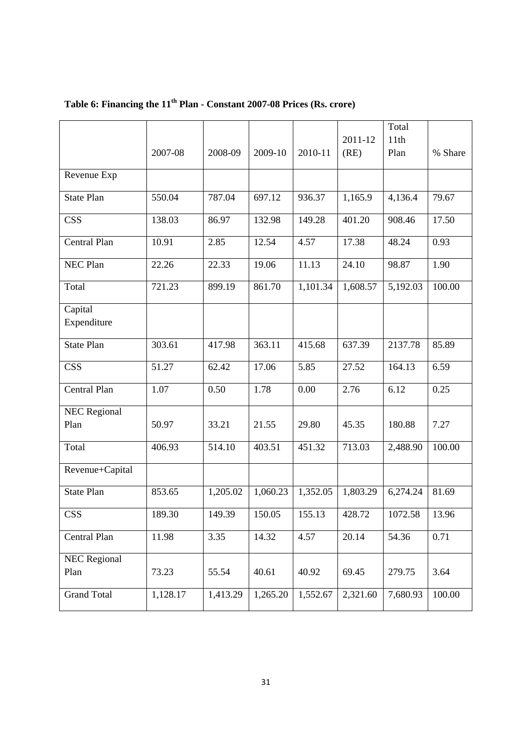**Table 6: Financing the 11th Plan - Constant 2007-08 Prices (Rs. crore)**

| | 2007-08 | 2008-09 | 2009-10 | 2010-11 | 2011-12 (RE) | Total 11th Plan | % Share |
|---|---|---|---|---|---|---|---|
| Revenue Exp | | | | | | | |
| State Plan | 550.04 | 787.04 | 697.12 | 936.37 | 1,165.9 | 4,136.4 | 79.67 |
| CSS | 138.03 | 86.97 | 132.98 | 149.28 | 401.20 | 908.46 | 17.50 |
| Central Plan | 10.91 | 2.85 | 12.54 | 4.57 | 17.38 | 48.24 | 0.93 |
| NEC Plan | 22.26 | 22.33 | 19.06 | 11.13 | 24.10 | 98.87 | 1.90 |
| Total | 721.23 | 899.19 | 861.70 | 1,101.34 | 1,608.57 | 5,192.03 | 100.00 |
| Capital Expenditure | | | | | | | |
| State Plan | 303.61 | 417.98 | 363.11 | 415.68 | 637.39 | 2137.78 | 85.89 |
| CSS | 51.27 | 62.42 | 17.06 | 5.85 | 27.52 | 164.13 | 6.59 |
| Central Plan | 1.07 | 0.50 | 1.78 | 0.00 | 2.76 | 6.12 | 0.25 |
| NEC Regional Plan | 50.97 | 33.21 | 21.55 | 29.80 | 45.35 | 180.88 | 7.27 |
| Total | 406.93 | 514.10 | 403.51 | 451.32 | 713.03 | 2,488.90 | 100.00 |
| Revenue+Capital | | | | | | | |
| State Plan | 853.65 | 1,205.02 | 1,060.23 | 1,352.05 | 1,803.29 | 6,274.24 | 81.69 |
| CSS | 189.30 | 149.39 | 150.05 | 155.13 | 428.72 | 1072.58 | 13.96 |
| Central Plan | 11.98 | 3.35 | 14.32 | 4.57 | 20.14 | 54.36 | 0.71 |
| NEC Regional Plan | 73.23 | 55.54 | 40.61 | 40.92 | 69.45 | 279.75 | 3.64 |
| Grand Total | 1,128.17 | 1,413.29 | 1,265.20 | 1,552.67 | 2,321.60 | 7,680.93 | 100.00 |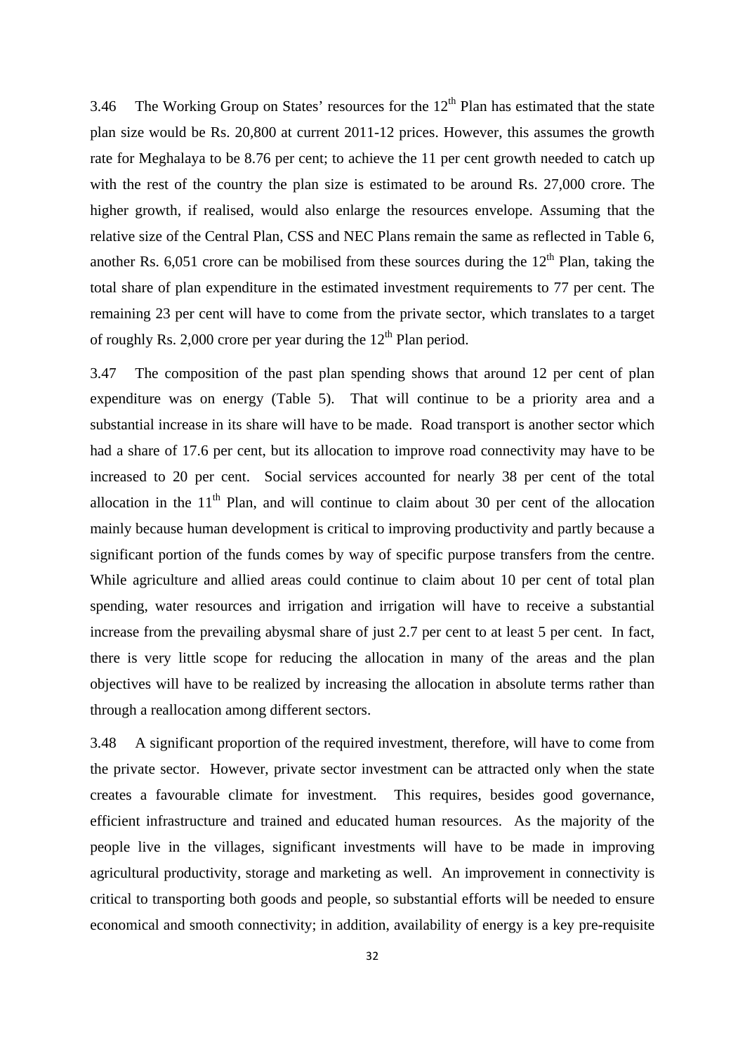3.46 The Working Group on States' resources for the 12th Plan has estimated that the state plan size would be Rs. 20,800 at current 2011-12 prices. However, this assumes the growth rate for Meghalaya to be 8.76 per cent; to achieve the 11 per cent growth needed to catch up with the rest of the country the plan size is estimated to be around Rs. 27,000 crore. The higher growth, if realised, would also enlarge the resources envelope. Assuming that the relative size of the Central Plan, CSS and NEC Plans remain the same as reflected in Table 6, another Rs. 6,051 crore can be mobilised from these sources during the 12th Plan, taking the total share of plan expenditure in the estimated investment requirements to 77 per cent. The remaining 23 per cent will have to come from the private sector, which translates to a target of roughly Rs. 2,000 crore per year during the 12th Plan period.

3.47 The composition of the past plan spending shows that around 12 per cent of plan expenditure was on energy (Table 5). That will continue to be a priority area and a substantial increase in its share will have to be made. Road transport is another sector which had a share of 17.6 per cent, but its allocation to improve road connectivity may have to be increased to 20 per cent. Social services accounted for nearly 38 per cent of the total allocation in the 11th Plan, and will continue to claim about 30 per cent of the allocation mainly because human development is critical to improving productivity and partly because a significant portion of the funds comes by way of specific purpose transfers from the centre. While agriculture and allied areas could continue to claim about 10 per cent of total plan spending, water resources and irrigation and irrigation will have to receive a substantial increase from the prevailing abysmal share of just 2.7 per cent to at least 5 per cent. In fact, there is very little scope for reducing the allocation in many of the areas and the plan objectives will have to be realized by increasing the allocation in absolute terms rather than through a reallocation among different sectors.

3.48 A significant proportion of the required investment, therefore, will have to come from the private sector. However, private sector investment can be attracted only when the state creates a favourable climate for investment. This requires, besides good governance, efficient infrastructure and trained and educated human resources. As the majority of the people live in the villages, significant investments will have to be made in improving agricultural productivity, storage and marketing as well. An improvement in connectivity is critical to transporting both goods and people, so substantial efforts will be needed to ensure economical and smooth connectivity; in addition, availability of energy is a key pre-requisite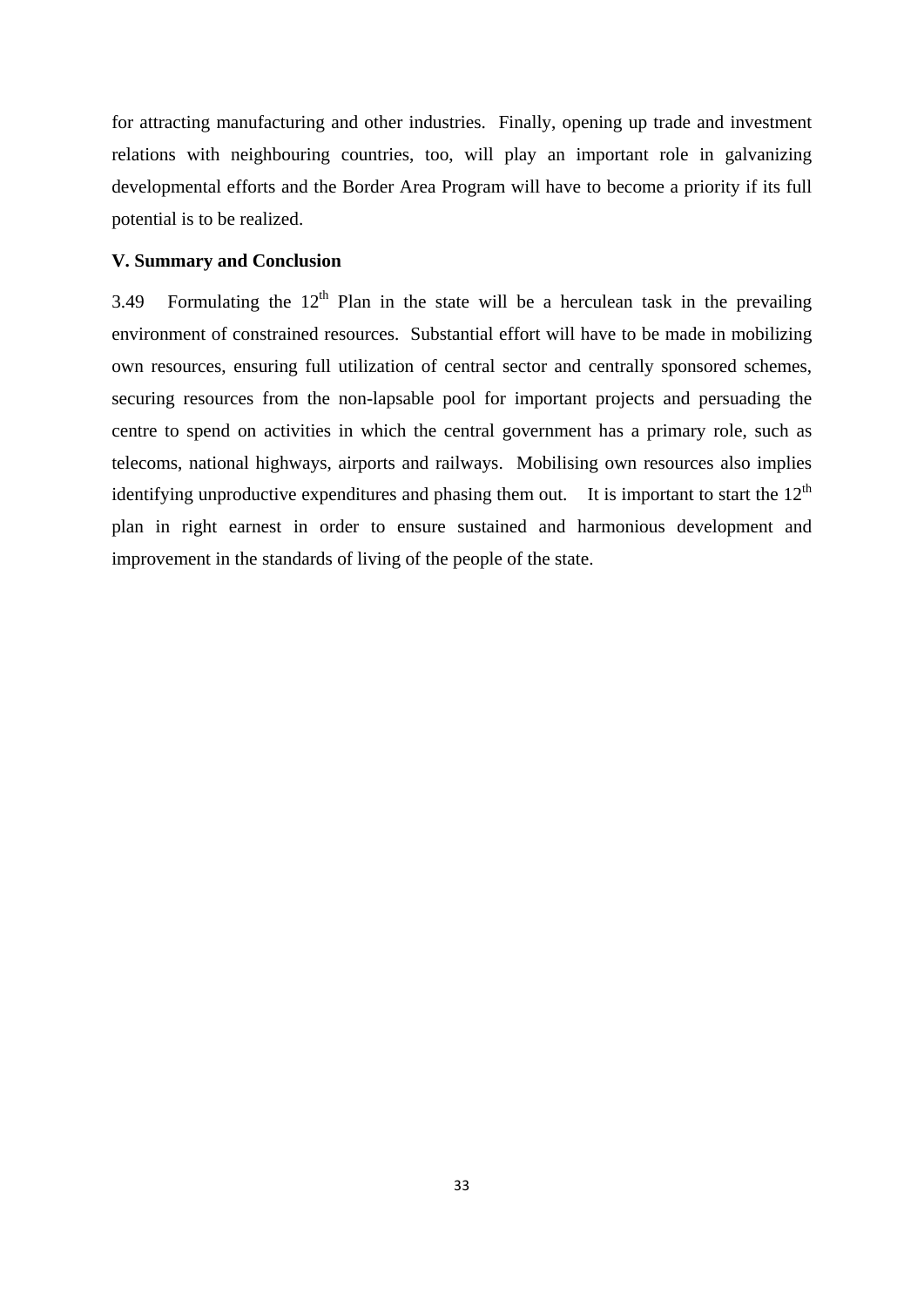for attracting manufacturing and other industries. Finally, opening up trade and investment relations with neighbouring countries, too, will play an important role in galvanizing developmental efforts and the Border Area Program will have to become a priority if its full potential is to be realized.

### V. Summary and Conclusion

3.49 Formulating the 12th Plan in the state will be a herculean task in the prevailing environment of constrained resources. Substantial effort will have to be made in mobilizing own resources, ensuring full utilization of central sector and centrally sponsored schemes, securing resources from the non-lapsable pool for important projects and persuading the centre to spend on activities in which the central government has a primary role, such as telecoms, national highways, airports and railways. Mobilising own resources also implies identifying unproductive expenditures and phasing them out. It is important to start the 12th plan in right earnest in order to ensure sustained and harmonious development and improvement in the standards of living of the people of the state.